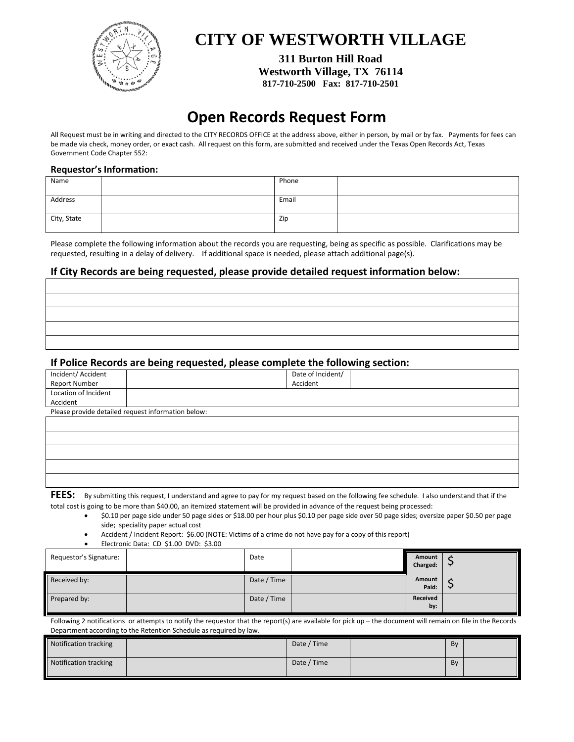# CITY OF WESTWORTH VILLAGE

**311 Burton Hill Road**
**Westworth Village, TX 76114**
**817-710-2500 Fax: 817-710-2501**

## Open Records Request Form

All Request must be in writing and directed to the CITY RECORDS OFFICE at the address above, either in person, by mail or by fax. Payments for fees can be made via check, money order, or exact cash. All request on this form, are submitted and received under the Texas Open Records Act, Texas Government Code Chapter 552:

### Requestor's Information:

| Name | | Phone | |
|---|---|---|---|
| Address | | Email | |
| City, State | | Zip | |

Please complete the following information about the records you are requesting, being as specific as possible. Clarifications may be requested, resulting in a delay of delivery. If additional space is needed, please attach additional page(s).

### If City Records are being requested, please provide detailed request information below:

| |
|---|
| |
| |
| |
| |
| |

### If Police Records are being requested, please complete the following section:

| Incident/ Accident Report Number | | Date of Incident/ Accident | |
|---|---|---|---|
| Location of Incident Accident | | | |

Please provide detailed request information below:

| |
|---|
| |
| |
| |
| |
| |

**FEES:** By submitting this request, I understand and agree to pay for my request based on the following fee schedule. I also understand that if the total cost is going to be more than $40.00, an itemized statement will be provided in advance of the request being processed:

- $0.10 per page side under 50 page sides or $18.00 per hour plus $0.10 per page side over 50 page sides; oversize paper $0.50 per page side; speciality paper actual cost
- Accident / Incident Report: $6.00 (NOTE: Victims of a crime do not have pay for a copy of this report)
- Electronic Data: CD $1.00 DVD: $3.00

| Requestor's Signature: | | Date | | **Amount Charged:** | $ |
|---|---|---|---|---|---|
| Received by: | | Date / Time | | **Amount Paid:** | $ |
| Prepared by: | | Date / Time | | **Received by:** | |

Following 2 notifications or attempts to notify the requestor that the report(s) are available for pick up – the document will remain on file in the Records Department according to the Retention Schedule as required by law.

| Notification tracking | | Date / Time | | By | |
|---|---|---|---|---|---|
| Notification tracking | | Date / Time | | By | |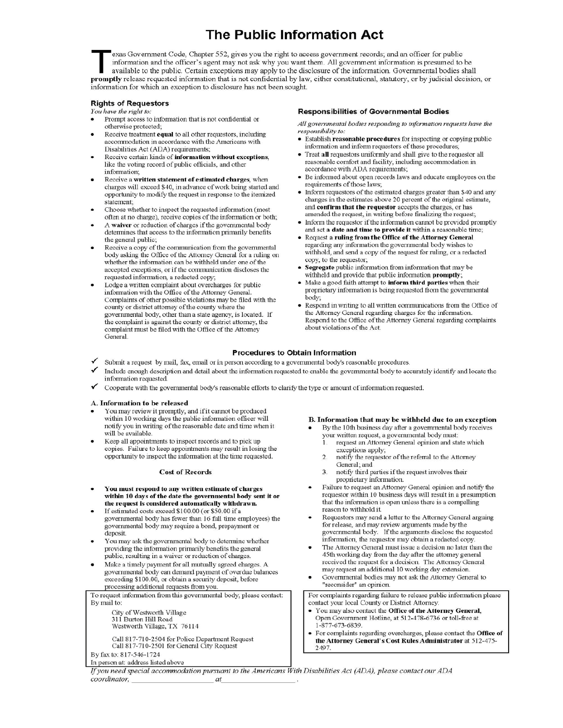# The Public Information Act

Texas Government Code, Chapter 552, gives you the right to access government records; and an officer for public information and the officer's agent may not ask why you want them. All government information is presumed to be available to the public. Certain exceptions may apply to the disclosure of the information. Governmental bodies shall **promptly** release requested information that is not confidential by law, either constitutional, statutory, or by judicial decision, or information for which an exception to disclosure has not been sought.

## Rights of Requestors

*You have the right to:*

- Prompt access to information that is not confidential or otherwise protected;
- Receive treatment **equal** to all other requestors, including accommodation in accordance with the Americans with Disabilities Act (ADA) requirements;
- Receive certain kinds of **information without exceptions**, like the voting record of public officials, and other information;
- Receive a **written statement of estimated charges**, when charges will exceed $40, in advance of work being started and opportunity to modify the request in response to the itemized statement;
- Choose whether to inspect the requested information (most often at no charge), receive copies of the information or both;
- A **waiver** or reduction of charges if the governmental body determines that access to the information primarily benefits the general public;
- Receive a copy of the communication from the governmental body asking the Office of the Attorney General for a ruling on whether the information can be withheld under one of the accepted exceptions, or if the communication discloses the requested information, a redacted copy;
- Lodge a written complaint about overcharges for public information with the Office of the Attorney General. Complaints of other possible violations may be filed with the county or district attorney of the county where the governmental body, other than a state agency, is located. If the complaint is against the county or district attorney, the complaint must be filed with the Office of the Attorney General.

## Responsibilities of Governmental Bodies

*All governmental bodies responding to information requests have the responsibility to:*

- Establish **reasonable procedures** for inspecting or copying public information and inform requestors of these procedures;
- Treat **all** requestors uniformly and shall give to the requestor all reasonable comfort and facility, including accommodation in accordance with ADA requirements;
- Be informed about open records laws and educate employees on the requirements of those laws;
- Inform requestors of the estimated charges greater than $40 and any changes in the estimates above 20 percent of the original estimate, and **confirm that the requestor** accepts the charges, or has amended the request, in writing before finalizing the request;
- Inform the requestor if the information cannot be provided promptly and set **a date and time to provide it** within a reasonable time;
- Request **a ruling from the Office of the Attorney General** regarding any information the governmental body wishes to withhold, and send a copy of the request for ruling, or a redacted copy, to the requestor;
- **Segregate** public information from information that may be withheld and provide that public information **promptly**;
- Make a good faith attempt to **inform third parties** when their proprietary information is being requested from the governmental body;
- Respond in writing to all communications from the Office of the Attorney General regarding charges for the information. Respond to the Office of the Attorney General regarding complaints about violations of the Act.

## Procedures to Obtain Information

- ✓ Submit a request by mail, fax, email or in person according to a governmental body's reasonable procedures.
- ✓ Include enough description and detail about the information requested to enable the governmental body to accurately identify and locate the information requested.
- ✓ Cooperate with the governmental body's reasonable efforts to clarify the type or amount of information requested.

### A. Information to be released

- You may review it promptly, and if it cannot be produced within 10 working days the public information officer will notify you in writing of the reasonable date and time when it will be available.
- Keep all appointments to inspect records and to pick up copies. Failure to keep appointments may result in losing the opportunity to inspect the information at the time requested.

#### Cost of Records

- **You must respond to any written estimate of charges within 10 days of the date the governmental body sent it or the request is considered automatically withdrawn.**
- If estimated costs exceed $100.00 (or $50.00 if a governmental body has fewer than 16 full time employees) the governmental body may require a bond, prepayment or deposit.
- You may ask the governmental body to determine whether providing the information primarily benefits the general public, resulting in a waiver or reduction of charges.
- Make a timely payment for all mutually agreed charges. A governmental body can demand payment of overdue balances exceeding $100.00, or obtain a security deposit, before processing additional requests from you.

### B. Information that may be withheld due to an exception

- By the 10th business day after a governmental body receives your written request, a governmental body must:
  1. request an Attorney General opinion and state which exceptions apply;
  2. notify the requestor of the referral to the Attorney General; and
  3. notify third parties if the request involves their proprietary information.
- Failure to request an Attorney General opinion and notify the requestor within 10 business days will result in a presumption that the information is open unless there is a compelling reason to withhold it.
- Requestors may send a letter to the Attorney General arguing for release, and may review arguments made by the governmental body. If the arguments disclose the requested information, the requestor may obtain a redacted copy.
- The Attorney General must issue a decision no later than the 45th working day from the day after the attorney general received the request for a decision. The Attorney General may request an additional 10 working day extension.
- Governmental bodies may not ask the Attorney General to "reconsider" an opinion.

---

To request information from this governmental body, please contact:
By mail to:

City of Westworth Village
311 Burton Hill Road
Westworth Village, TX 76114

Call 817-710-2504 for Police Department Request
Call 817-710-2501 for General City Request

By fax to: 817-546-1724
In person at: address listed above

---

For complaints regarding failure to release public information please contact your local County or District Attorney.

- You may also contact the **Office of the Attorney General,** Open Government Hotline, at 512-478-6736 or toll-free at 1-877-673-6839.
- For complaints regarding overcharges, please contact the **Office of the Attorney General's Cost Rules Administrator** at 512-475-2497.

---

*If you need special accommodation pursuant to the Americans With Disabilities Act (ADA), please contact our ADA coordinator, ____________________ at ____________________.*